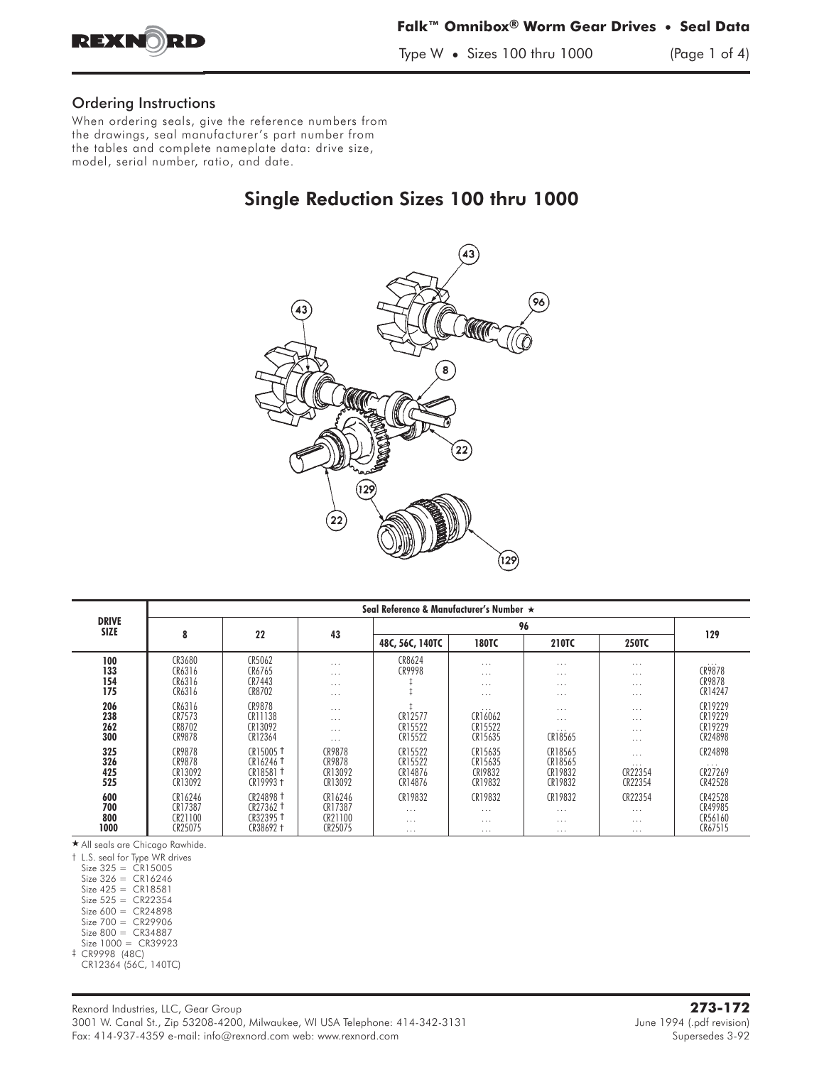## Ordering Instructions

When ordering seals, give the reference numbers from the drawings, seal manufacturer's part number from the tables and complete nameplate data: drive size, model, serial number, ratio, and date.

# Single Reduction Sizes 100 thru 1000

| DRIVE SIZE | Seal Reference & Manufacturer's Number ★ | | | | | | | |
|---|---|---|---|---|---|---|---|---|
| | 8 | 22 | 43 | 96 | | | | 129 |
| | | | | 48C, 56C, 140TC | 180TC | 210TC | 250TC | |
| 100 | CR3680 | CR5062 | ... | CR8624 | ... | ... | ... | ... |
| 133 | CR6316 | CR6765 | ... | CR9998 | ... | ... | ... | CR9878 |
| 154 | CR6316 | CR7443 | ... | ‡ | ... | ... | ... | CR9878 |
| 175 | CR6316 | CR8702 | ... | ‡ | ... | ... | ... | CR14247 |
| 206 | CR6316 | CR9878 | ... | ‡ | ... | ... | ... | CR19229 |
| 238 | CR7573 | CR11138 | ... | CR12577 | CR16062 | ... | ... | CR19229 |
| 262 | CR8702 | CR13092 | ... | CR15522 | CR15522 | ... | ... | CR19229 |
| 300 | CR9878 | CR12364 | ... | CR15522 | CR15635 | CR18565 | ... | CR24898 |
| 325 | CR9878 | CR15005 † | CR9878 | CR15522 | CR15635 | CR18565 | ... | CR24898 |
| 326 | CR9878 | CR16246 † | CR9878 | CR15522 | CR15635 | CR18565 | ... | ... |
| 425 | CR13092 | CR18581 † | CR13092 | CR14876 | CR19832 | CR19832 | CR22354 | CR27269 |
| 525 | CR13092 | CR19993 † | CR13092 | CR14876 | CR19832 | CR19832 | CR22354 | CR42528 |
| 600 | CR16246 | CR24898 † | CR16246 | CR19832 | CR19832 | CR19832 | CR22354 | CR42528 |
| 700 | CR17387 | CR27362 † | CR17387 | ... | ... | ... | ... | CR49985 |
| 800 | CR21100 | CR32395 † | CR21100 | ... | ... | ... | ... | CR56160 |
| 1000 | CR25075 | CR38692 † | CR25075 | ... | ... | ... | ... | CR67515 |

★ All seals are Chicago Rawhide.

† L.S. seal for Type WR drives
Size 325 = CR15005
Size 326 = CR16246
Size 425 = CR18581
Size 525 = CR22354
Size 600 = CR24898
Size 700 = CR29906
Size 800 = CR34887
Size 1000 = CR39923

‡ CR9998 (48C)
CR12364 (56C, 140TC)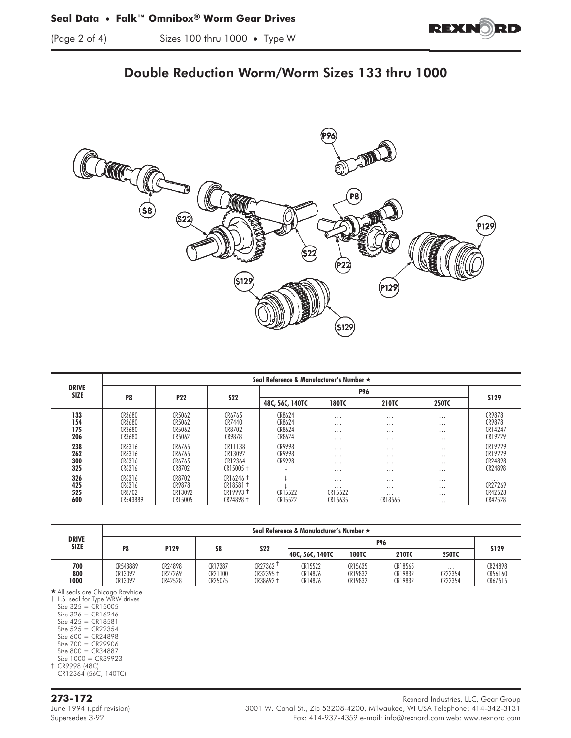# Double Reduction Worm/Worm Sizes 133 thru 1000

| DRIVE SIZE | Seal Reference & Manufacturer's Number ★ | | | | | | | |
|---|---|---|---|---|---|---|---|---|
| | P8 | P22 | S22 | P96 | | | | S129 |
| | | | | 48C, 56C, 140TC | 180TC | 210TC | 250TC | |
| 133 | CR3680 | CR5062 | CR6765 | CR8624 | . . . | . . . | . . . | CR9878 |
| 154 | CR3680 | CR5062 | CR7440 | CR8624 | . . . | . . . | . . . | CR9878 |
| 175 | CR3680 | CR5062 | CR8702 | CR8624 | . . . | . . . | . . . | CR14247 |
| 206 | CR3680 | CR5062 | CR9878 | CR8624 | . . . | . . . | . . . | CR19229 |
| 238 | CR6316 | CR6765 | CR11138 | CR9998 | . . . | . . . | . . . | CR19229 |
| 262 | CR6316 | CR6765 | CR13092 | CR9998 | . . . | . . . | . . . | CR19229 |
| 300 | CR6316 | CR6765 | CR12364 | CR9998 | . . . | . . . | . . . | CR24898 |
| 325 | CR6316 | CR8702 | CR15005 † | ‡ | . . . | . . . | . . . | CR24898 |
| 326 | CR6316 | CR8702 | CR16246 † | ‡ | . . . | . . . | . . . | . . . |
| 425 | CR6316 | CR9878 | CR18581 † | ‡ | . . . | . . . | . . . | CR27269 |
| 525 | CR8702 | CR13092 | CR19993 † | CR15522 | CR15522 | . . . | . . . | CR42528 |
| 600 | CR543889 | CR15005 | CR24898 † | CR15522 | CR15635 | CR18565 | . . . | CR42528 |

| DRIVE SIZE | Seal Reference & Manufacturer's Number ★ | | | | | | | | |
|---|---|---|---|---|---|---|---|---|---|
| | P8 | P129 | S8 | S22 | P96 | | | | S129 |
| | | | | | 48C, 56C, 140TC | 180TC | 210TC | 250TC | |
| 700 | CR543889 | CR24898 | CR17387 | CR27362 † | CR15522 | CR15635 | CR18565 | . . . | CR24898 |
| 800 | CR13092 | CR27269 | CR21100 | CR32395 † | CR14876 | CR19832 | CR19832 | CR22354 | CR56160 |
| 1000 | CR13092 | CR42528 | CR25075 | CR38692 † | CR14876 | CR19832 | CR19832 | CR22354 | CR67515 |

★ All seals are Chicago Rawhide
† L.S. seal for Type WRW drives
Size 325 = CR15005
Size 326 = CR16246
Size 425 = CR18581
Size 525 = CR22354
Size 600 = CR24898
Size 700 = CR29906
Size 800 = CR34887
Size 1000 = CR39923
‡ CR9998 (48C)
CR12364 (56C, 140TC)

**273-172**
June 1994 (.pdf revision)
Supersedes 3-92

Rexnord Industries, LLC, Gear Group
3001 W. Canal St., Zip 53208-4200, Milwaukee, WI USA Telephone: 414-342-3131
Fax: 414-937-4359 e-mail: info@rexnord.com web: www.rexnord.com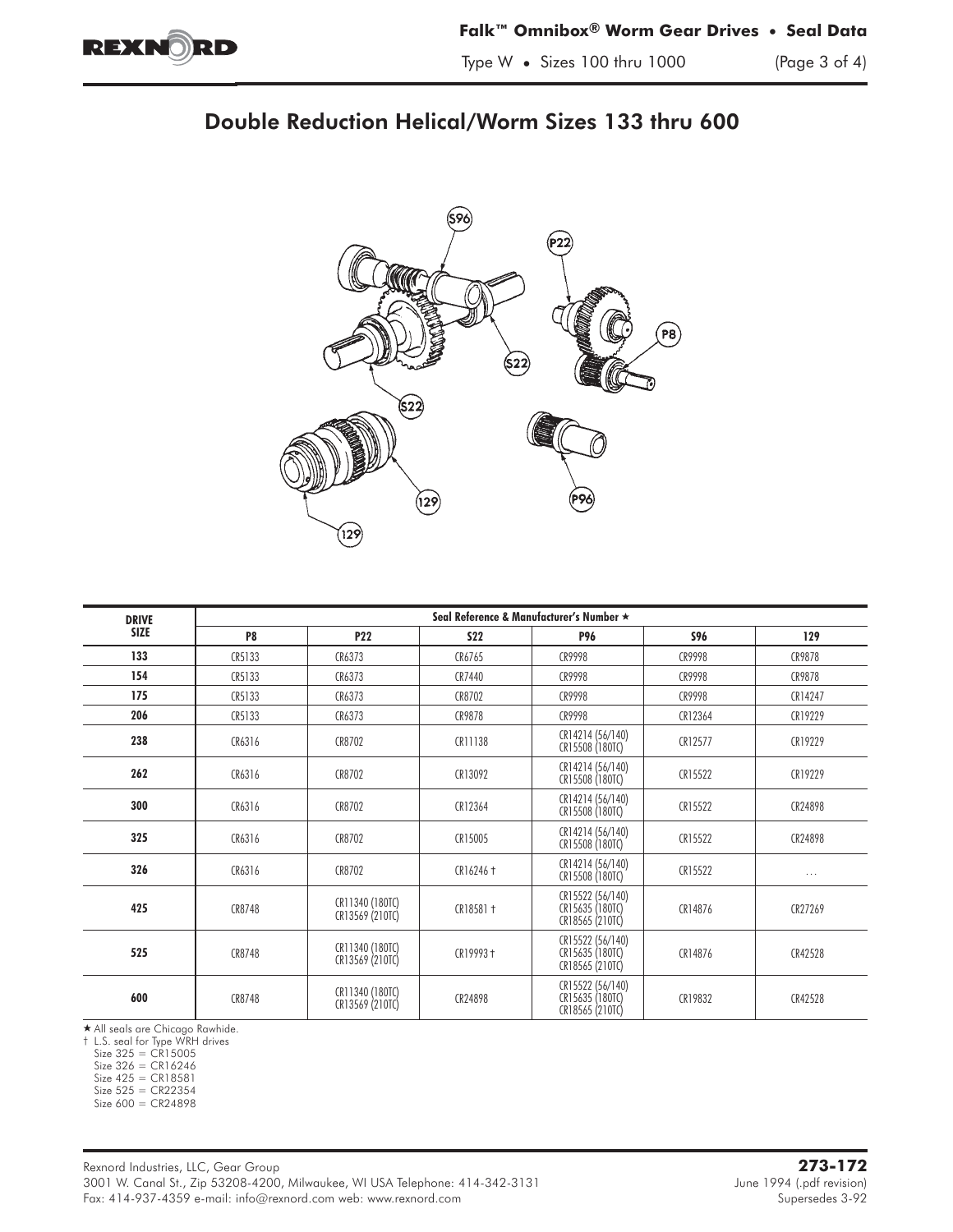# Double Reduction Helical/Worm Sizes 133 thru 600

| DRIVE SIZE | Seal Reference & Manufacturer's Number ★ | | | | | |
|---|---|---|---|---|---|---|
| | P8 | P22 | S22 | P96 | S96 | 129 |
| 133 | CR5133 | CR6373 | CR6765 | CR9998 | CR9998 | CR9878 |
| 154 | CR5133 | CR6373 | CR7440 | CR9998 | CR9998 | CR9878 |
| 175 | CR5133 | CR6373 | CR8702 | CR9998 | CR9998 | CR14247 |
| 206 | CR5133 | CR6373 | CR9878 | CR9998 | CR12364 | CR19229 |
| 238 | CR6316 | CR8702 | CR11138 | CR14214 (56/140)<br>CR15508 (180TC) | CR12577 | CR19229 |
| 262 | CR6316 | CR8702 | CR13092 | CR14214 (56/140)<br>CR15508 (180TC) | CR15522 | CR19229 |
| 300 | CR6316 | CR8702 | CR12364 | CR14214 (56/140)<br>CR15508 (180TC) | CR15522 | CR24898 |
| 325 | CR6316 | CR8702 | CR15005 | CR14214 (56/140)<br>CR15508 (180TC) | CR15522 | CR24898 |
| 326 | CR6316 | CR8702 | CR16246 † | CR14214 (56/140)<br>CR15508 (180TC) | CR15522 | ... |
| 425 | CR8748 | CR11340 (180TC)<br>CR13569 (210TC) | CR18581 † | CR15522 (56/140)<br>CR15635 (180TC)<br>CR18565 (210TC) | CR14876 | CR27269 |
| 525 | CR8748 | CR11340 (180TC)<br>CR13569 (210TC) | CR19993 † | CR15522 (56/140)<br>CR15635 (180TC)<br>CR18565 (210TC) | CR14876 | CR42528 |
| 600 | CR8748 | CR11340 (180TC)<br>CR13569 (210TC) | CR24898 | CR15522 (56/140)<br>CR15635 (180TC)<br>CR18565 (210TC) | CR19832 | CR42528 |

★ All seals are Chicago Rawhide.

† L.S. seal for Type WRH drives
Size 325 = CR15005
Size 326 = CR16246
Size 425 = CR18581
Size 525 = CR22354
Size 600 = CR24898

Rexnord Industries, LLC, Gear Group
3001 W. Canal St., Zip 53208-4200, Milwaukee, WI USA Telephone: 414-342-3131
Fax: 414-937-4359 e-mail: info@rexnord.com web: www.rexnord.com

**273-172**
June 1994 (.pdf revision)
Supersedes 3-92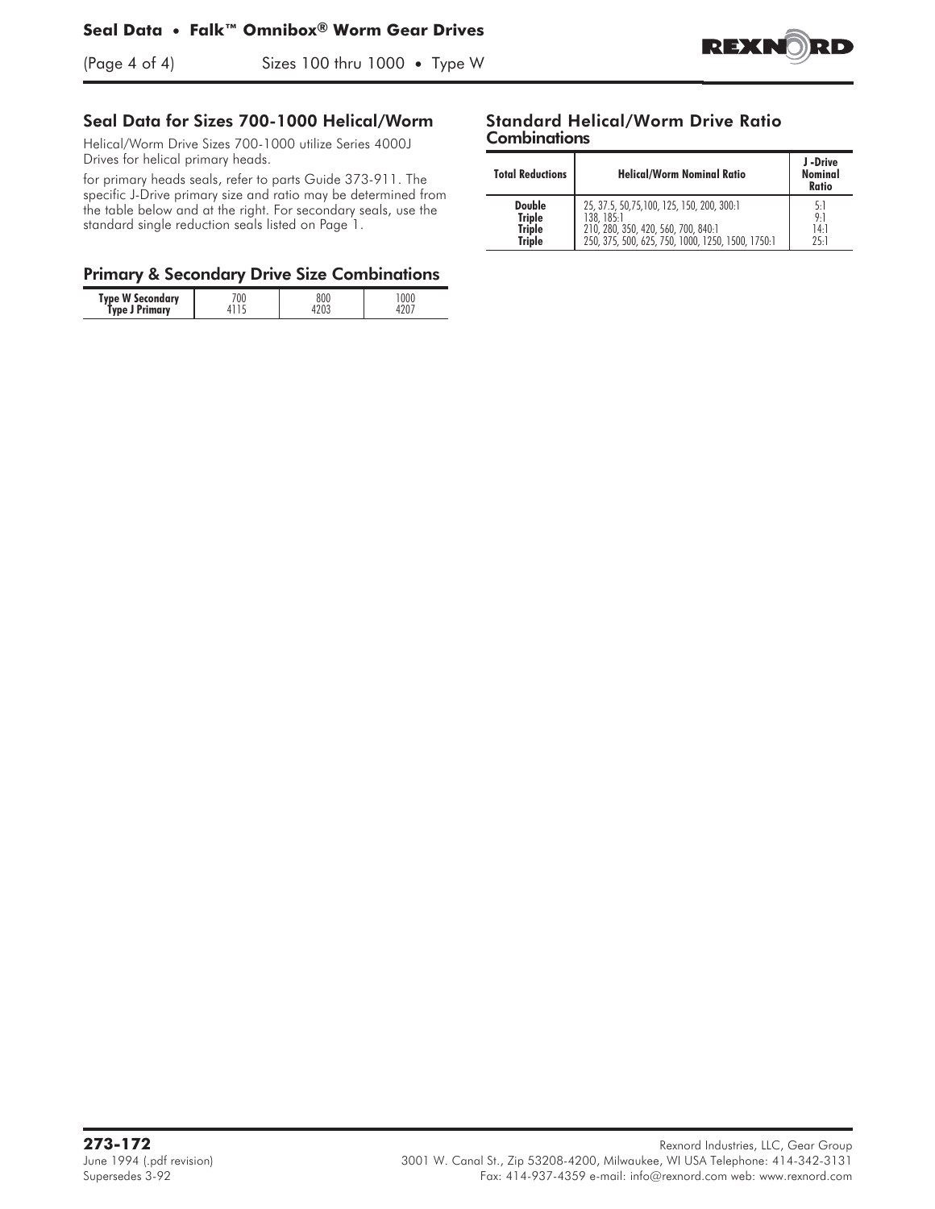## Seal Data for Sizes 700-1000 Helical/Worm

Helical/Worm Drive Sizes 700-1000 utilize Series 4000J Drives for helical primary heads.

for primary heads seals, refer to parts Guide 373-911. The specific J-Drive primary size and ratio may be determined from the table below and at the right. For secondary seals, use the standard single reduction seals listed on Page 1.

## Primary & Secondary Drive Size Combinations

| Type W Secondary | 700 | 800 | 1000 |
|---|---|---|---|
| Type J Primary | 4115 | 4203 | 4207 |

## Standard Helical/Worm Drive Ratio Combinations

| Total Reductions | Helical/Worm Nominal Ratio | J -Drive Nominal Ratio |
|---|---|---|
| Double | 25, 37.5, 50,75,100, 125, 150, 200, 300:1 | 5:1 |
| Triple | 138, 185:1 | 9:1 |
| Triple | 210, 280, 350, 420, 560, 700, 840:1 | 14:1 |
| Triple | 250, 375, 500, 625, 750, 1000, 1250, 1500, 1750:1 | 25:1 |

**273-172**
June 1994 (.pdf revision)
Supersedes 3-92

Rexnord Industries, LLC, Gear Group
3001 W. Canal St., Zip 53208-4200, Milwaukee, WI USA Telephone: 414-342-3131
Fax: 414-937-4359 e-mail: info@rexnord.com web: www.rexnord.com